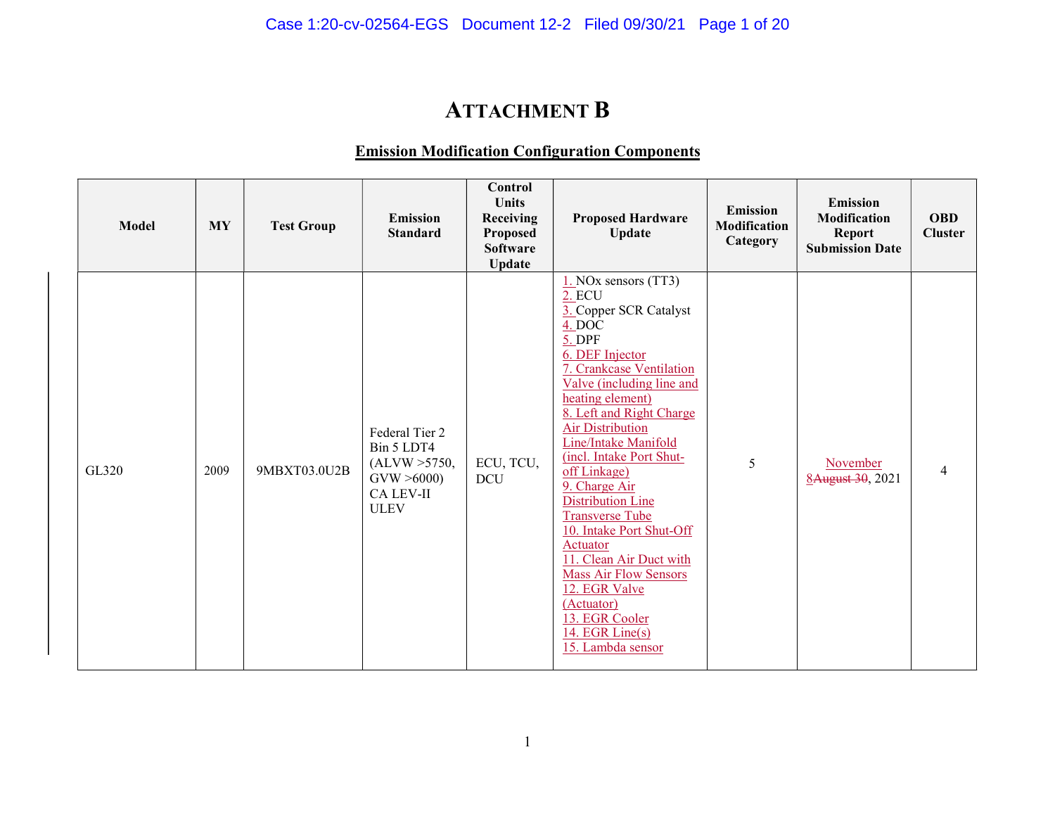# ATTACHMENT B

## Emission Modification Configuration Components

| Model | MY | Test Group | Emission Standard | Control Units Receiving Proposed Software Update | Proposed Hardware Update | Emission Modification Category | Emission Modification Report Submission Date | OBD Cluster |
|---|---|---|---|---|---|---|---|---|
| GL320 | 2009 | 9MBXT03.0U2B | Federal Tier 2 Bin 5 LDT4 (ALVW >5750, GVW >6000) CA LEV-II ULEV | ECU, TCU, DCU | 1. NOx sensors (TT3)<br>2. ECU<br>3. Copper SCR Catalyst<br>4. DOC<br>5. DPF<br>6. DEF Injector<br>7. Crankcase Ventilation Valve (including line and heating element)<br>8. Left and Right Charge Air Distribution Line/Intake Manifold (incl. Intake Port Shut-off Linkage)<br>9. Charge Air Distribution Line Transverse Tube<br>10. Intake Port Shut-Off Actuator<br>11. Clean Air Duct with Mass Air Flow Sensors<br>12. EGR Valve (Actuator)<br>13. EGR Cooler<br>14. EGR Line(s)<br>15. Lambda sensor | 5 | November 8~~August 30~~, 2021 | 4 |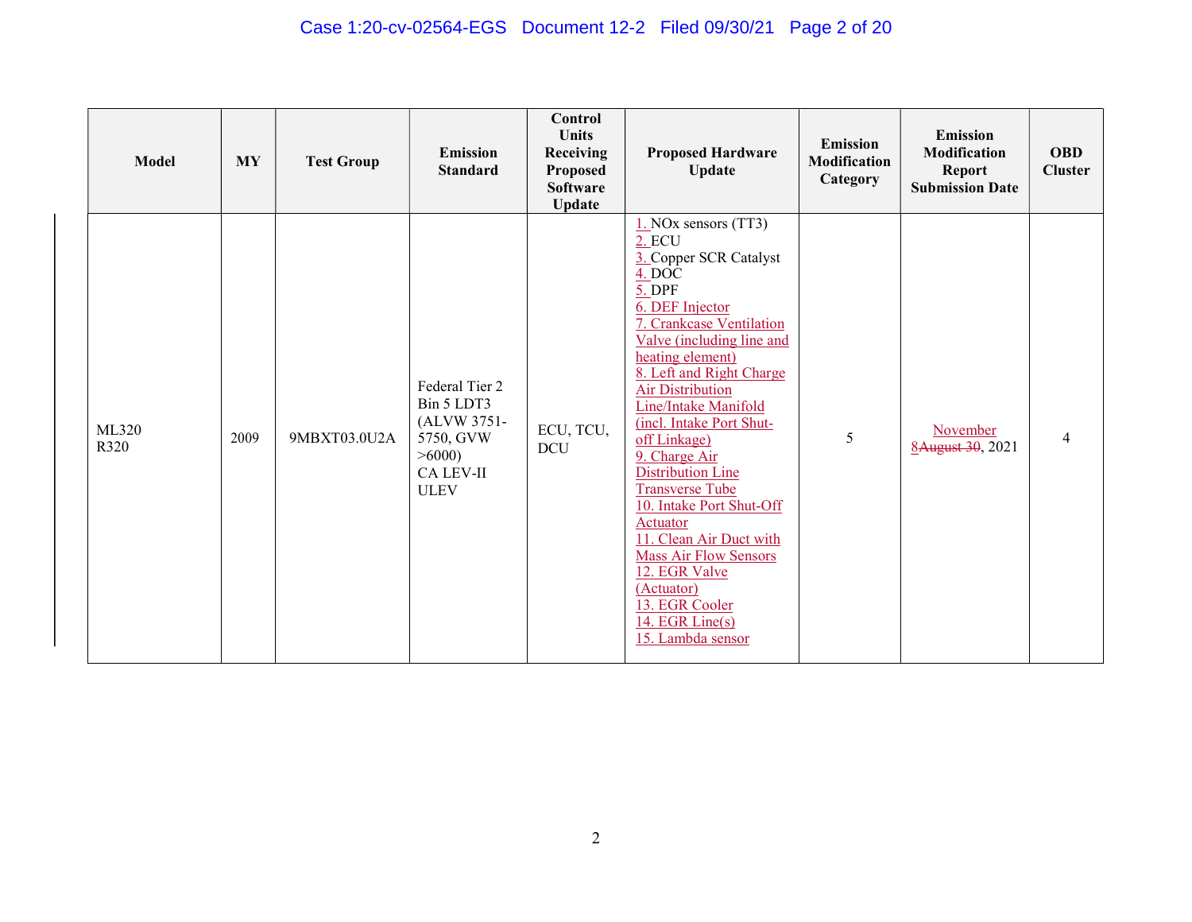| Model | MY | Test Group | Emission Standard | Control Units Receiving Proposed Software Update | Proposed Hardware Update | Emission Modification Category | Emission Modification Report Submission Date | OBD Cluster |
|---|---|---|---|---|---|---|---|---|
| ML320 R320 | 2009 | 9MBXT03.0U2A | Federal Tier 2 Bin 5 LDT3 (ALVW 3751-5750, GVW >6000) CA LEV-II ULEV | ECU, TCU, DCU | 1. NOx sensors (TT3) 2. ECU 3. Copper SCR Catalyst 4. DOC 5. DPF 6. DEF Injector 7. Crankcase Ventilation Valve (including line and heating element) 8. Left and Right Charge Air Distribution Line/Intake Manifold (incl. Intake Port Shut-off Linkage) 9. Charge Air Distribution Line Transverse Tube 10. Intake Port Shut-Off Actuator 11. Clean Air Duct with Mass Air Flow Sensors 12. EGR Valve (Actuator) 13. EGR Cooler 14. EGR Line(s) 15. Lambda sensor | 5 | November 8~~August 30~~, 2021 | 4 |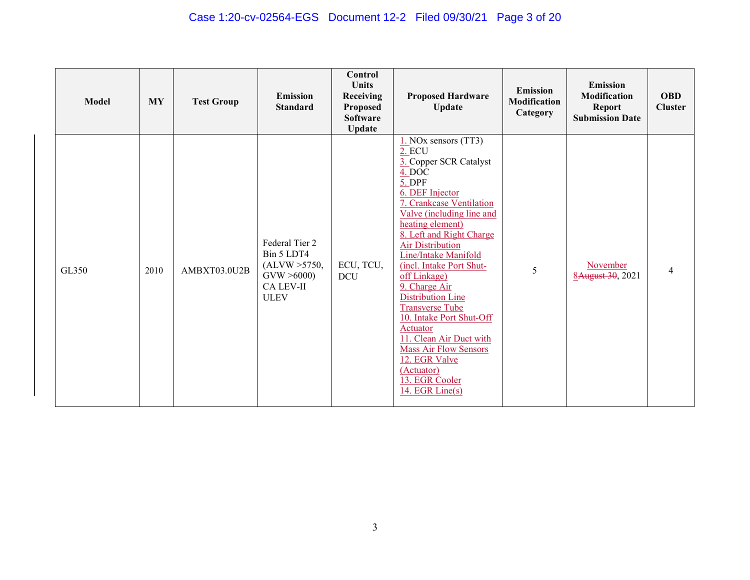| Model | MY | Test Group | Emission Standard | Control Units Receiving Proposed Software Update | Proposed Hardware Update | Emission Modification Category | Emission Modification Report Submission Date | OBD Cluster |
|---|---|---|---|---|---|---|---|---|
| GL350 | 2010 | AMBXT03.0U2B | Federal Tier 2 Bin 5 LDT4 (ALVW >5750, GVW >6000) CA LEV-II ULEV | ECU, TCU, DCU | 1. NOx sensors (TT3)<br>2. ECU<br>3. Copper SCR Catalyst<br>4. DOC<br>5. DPF<br>6. DEF Injector<br>7. Crankcase Ventilation Valve (including line and heating element)<br>8. Left and Right Charge Air Distribution Line/Intake Manifold (incl. Intake Port Shut-off Linkage)<br>9. Charge Air Distribution Line Transverse Tube<br>10. Intake Port Shut-Off Actuator<br>11. Clean Air Duct with Mass Air Flow Sensors<br>12. EGR Valve (Actuator)<br>13. EGR Cooler<br>14. EGR Line(s) | 5 | November 8~~August 30~~, 2021 | 4 |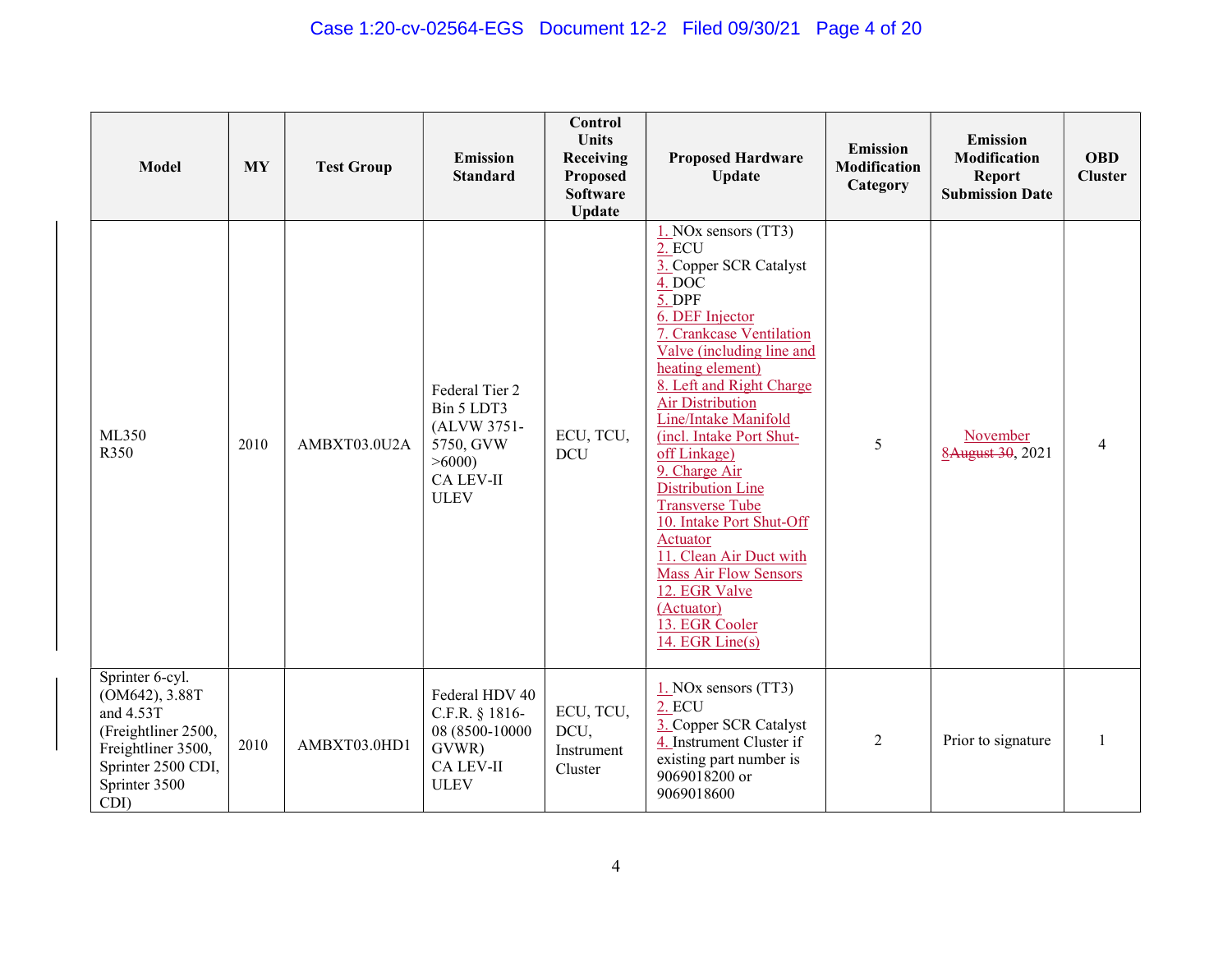| Model | MY | Test Group | Emission Standard | Control Units Receiving Proposed Software Update | Proposed Hardware Update | Emission Modification Category | Emission Modification Report Submission Date | OBD Cluster |
|---|---|---|---|---|---|---|---|---|
| ML350<br>R350 | 2010 | AMBXT03.0U2A | Federal Tier 2 Bin 5 LDT3 (ALVW 3751-5750, GVW >6000)<br>CA LEV-II ULEV | ECU, TCU, DCU | 1. NOx sensors (TT3)<br>2. ECU<br>3. Copper SCR Catalyst<br>4. DOC<br>5. DPF<br>6. DEF Injector<br>7. Crankcase Ventilation Valve (including line and heating element)<br>8. Left and Right Charge Air Distribution Line/Intake Manifold (incl. Intake Port Shut-off Linkage)<br>9. Charge Air Distribution Line Transverse Tube<br>10. Intake Port Shut-Off Actuator<br>11. Clean Air Duct with Mass Air Flow Sensors<br>12. EGR Valve (Actuator)<br>13. EGR Cooler<br>14. EGR Line(s) | 5 | November 8~~August 30~~, 2021 | 4 |
| Sprinter 6-cyl. (OM642), 3.88T and 4.53T (Freightliner 2500, Freightliner 3500, Sprinter 2500 CDI, Sprinter 3500 CDI) | 2010 | AMBXT03.0HD1 | Federal HDV 40 C.F.R. § 1816-08 (8500-10000 GVWR)<br>CA LEV-II ULEV | ECU, TCU, DCU, Instrument Cluster | 1. NOx sensors (TT3)<br>2. ECU<br>3. Copper SCR Catalyst<br>4. Instrument Cluster if existing part number is 9069018200 or 9069018600 | 2 | Prior to signature | 1 |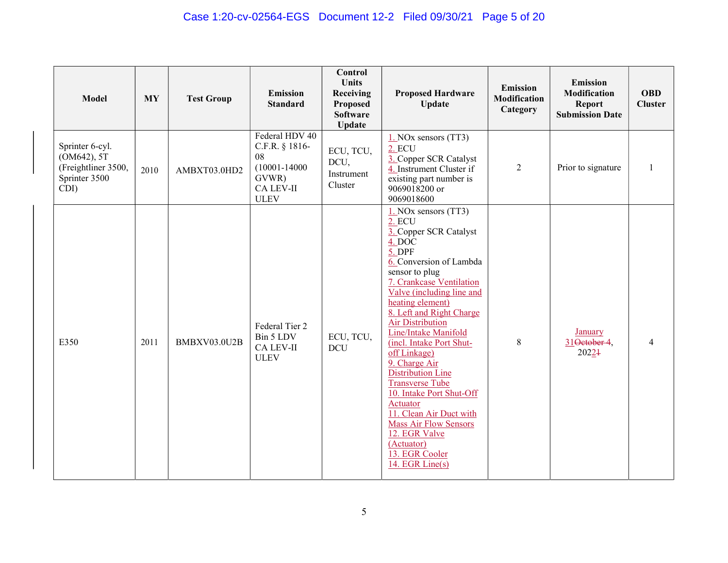| Model | MY | Test Group | Emission Standard | Control Units Receiving Proposed Software Update | Proposed Hardware Update | Emission Modification Category | Emission Modification Report Submission Date | OBD Cluster |
|---|---|---|---|---|---|---|---|---|
| Sprinter 6-cyl. (OM642), 5T (Freightliner 3500, Sprinter 3500 CDI) | 2010 | AMBXT03.0HD2 | Federal HDV 40 C.F.R. § 1816-08 (10001-14000 GVWR) CA LEV-II ULEV | ECU, TCU, DCU, Instrument Cluster | 1. NOx sensors (TT3) 2. ECU 3. Copper SCR Catalyst 4. Instrument Cluster if existing part number is 9069018200 or 9069018600 | 2 | Prior to signature | 1 |
| E350 | 2011 | BMBXV03.0U2B | Federal Tier 2 Bin 5 LDV CA LEV-II ULEV | ECU, TCU, DCU | 1. NOx sensors (TT3) 2. ECU 3. Copper SCR Catalyst 4. DOC 5. DPF 6. Conversion of Lambda sensor to plug 7. Crankcase Ventilation Valve (including line and heating element) 8. Left and Right Charge Air Distribution Line/Intake Manifold (incl. Intake Port Shut-off Linkage) 9. Charge Air Distribution Line Transverse Tube 10. Intake Port Shut-Off Actuator 11. Clean Air Duct with Mass Air Flow Sensors 12. EGR Valve (Actuator) 13. EGR Cooler 14. EGR Line(s) | 8 | January 31~~October 4~~, 2022~~1~~ | 4 |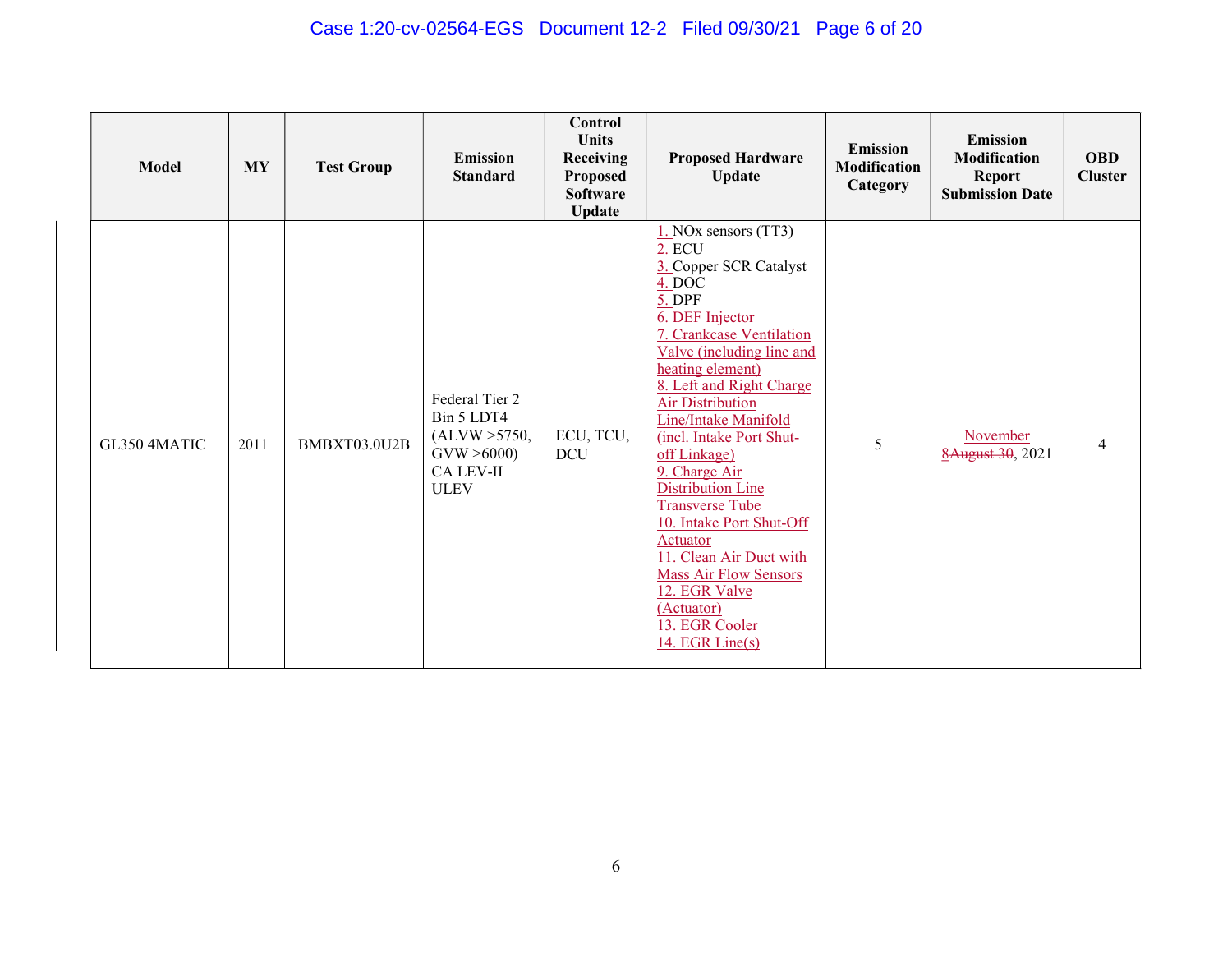| Model | MY | Test Group | Emission Standard | Control Units Receiving Proposed Software Update | Proposed Hardware Update | Emission Modification Category | Emission Modification Report Submission Date | OBD Cluster |
|---|---|---|---|---|---|---|---|---|
| GL350 4MATIC | 2011 | BMBXT03.0U2B | Federal Tier 2 Bin 5 LDT4 (ALVW >5750, GVW >6000) CA LEV-II ULEV | ECU, TCU, DCU | 1. NOx sensors (TT3)<br>2. ECU<br>3. Copper SCR Catalyst<br>4. DOC<br>5. DPF<br>6. DEF Injector<br>7. Crankcase Ventilation Valve (including line and heating element)<br>8. Left and Right Charge Air Distribution Line/Intake Manifold (incl. Intake Port Shut-off Linkage)<br>9. Charge Air Distribution Line Transverse Tube<br>10. Intake Port Shut-Off Actuator<br>11. Clean Air Duct with Mass Air Flow Sensors<br>12. EGR Valve (Actuator)<br>13. EGR Cooler<br>14. EGR Line(s) | 5 | November 8~~August 30~~, 2021 | 4 |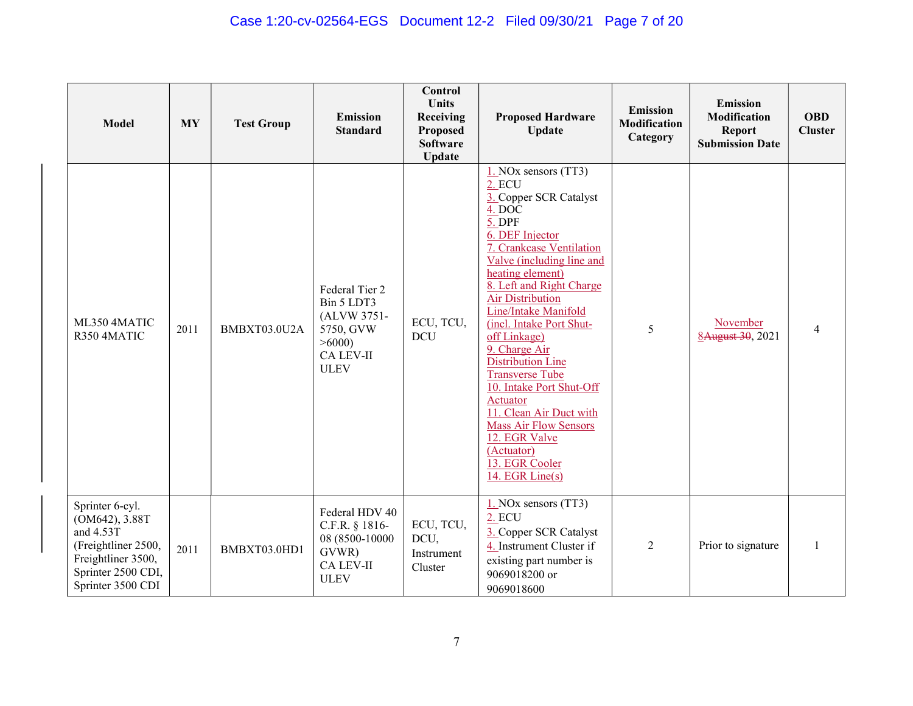| Model | MY | Test Group | Emission Standard | Control Units Receiving Proposed Software Update | Proposed Hardware Update | Emission Modification Category | Emission Modification Report Submission Date | OBD Cluster |
|---|---|---|---|---|---|---|---|---|
| ML350 4MATIC R350 4MATIC | 2011 | BMBXT03.0U2A | Federal Tier 2 Bin 5 LDT3 (ALVW 3751-5750, GVW >6000) CA LEV-II ULEV | ECU, TCU, DCU | 1. NOx sensors (TT3) 2. ECU 3. Copper SCR Catalyst 4. DOC 5. DPF 6. DEF Injector 7. Crankcase Ventilation Valve (including line and heating element) 8. Left and Right Charge Air Distribution Line/Intake Manifold (incl. Intake Port Shut-off Linkage) 9. Charge Air Distribution Line Transverse Tube 10. Intake Port Shut-Off Actuator 11. Clean Air Duct with Mass Air Flow Sensors 12. EGR Valve (Actuator) 13. EGR Cooler 14. EGR Line(s) | 5 | November 8~~August 30~~, 2021 | 4 |
| Sprinter 6-cyl. (OM642), 3.88T and 4.53T (Freightliner 2500, Freightliner 3500, Sprinter 2500 CDI, Sprinter 3500 CDI | 2011 | BMBXT03.0HD1 | Federal HDV 40 C.F.R. § 1816-08 (8500-10000 GVWR) CA LEV-II ULEV | ECU, TCU, DCU, Instrument Cluster | 1. NOx sensors (TT3) 2. ECU 3. Copper SCR Catalyst 4. Instrument Cluster if existing part number is 9069018200 or 9069018600 | 2 | Prior to signature | 1 |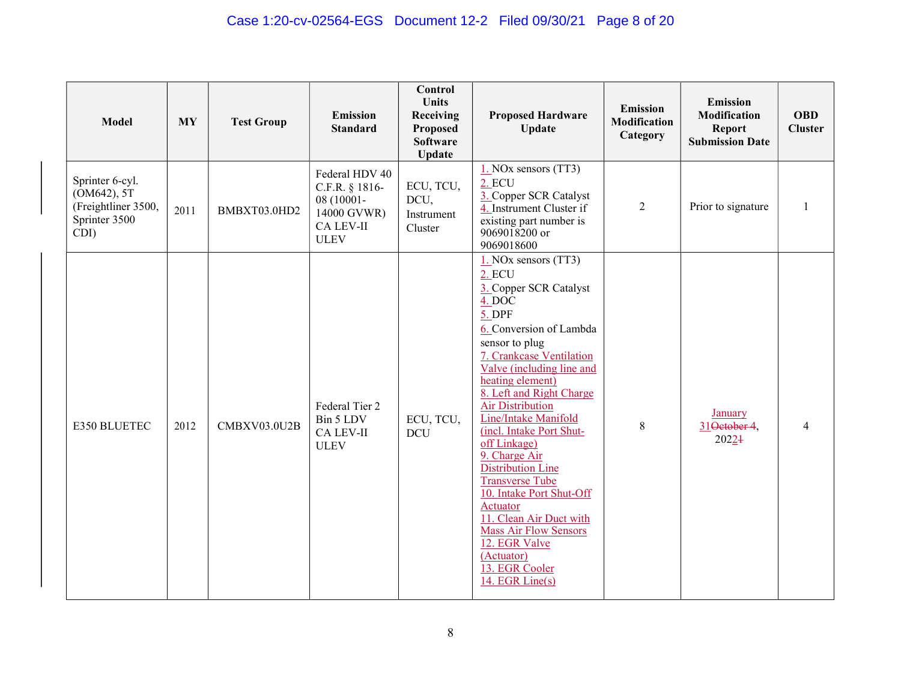| Model | MY | Test Group | Emission Standard | Control Units Receiving Proposed Software Update | Proposed Hardware Update | Emission Modification Category | Emission Modification Report Submission Date | OBD Cluster |
|---|---|---|---|---|---|---|---|---|
| Sprinter 6-cyl. (OM642), 5T (Freightliner 3500, Sprinter 3500 CDI) | 2011 | BMBXT03.0HD2 | Federal HDV 40 C.F.R. § 1816-08 (10001-14000 GVWR) CA LEV-II ULEV | ECU, TCU, DCU, Instrument Cluster | 1. NOx sensors (TT3) 2. ECU 3. Copper SCR Catalyst 4. Instrument Cluster if existing part number is 9069018200 or 9069018600 | 2 | Prior to signature | 1 |
| E350 BLUETEC | 2012 | CMBXV03.0U2B | Federal Tier 2 Bin 5 LDV CA LEV-II ULEV | ECU, TCU, DCU | 1. NOx sensors (TT3) 2. ECU 3. Copper SCR Catalyst 4. DOC 5. DPF 6. Conversion of Lambda sensor to plug 7. Crankcase Ventilation Valve (including line and heating element) 8. Left and Right Charge Air Distribution Line/Intake Manifold (incl. Intake Port Shut-off Linkage) 9. Charge Air Distribution Line Transverse Tube 10. Intake Port Shut-Off Actuator 11. Clean Air Duct with Mass Air Flow Sensors 12. EGR Valve (Actuator) 13. EGR Cooler 14. EGR Line(s) | 8 | January 31~~October 4~~, 2022~~1~~ | 4 |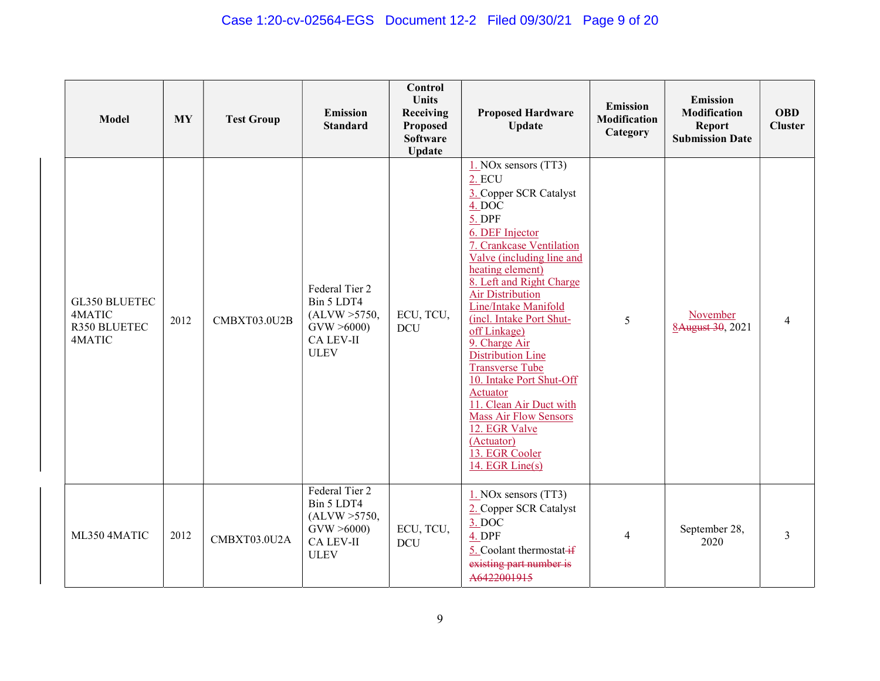| Model | MY | Test Group | Emission Standard | Control Units Receiving Proposed Software Update | Proposed Hardware Update | Emission Modification Category | Emission Modification Report Submission Date | OBD Cluster |
|---|---|---|---|---|---|---|---|---|
| GL350 BLUETEC 4MATIC R350 BLUETEC 4MATIC | 2012 | CMBXT03.0U2B | Federal Tier 2 Bin 5 LDT4 (ALVW >5750, GVW >6000) CA LEV-II ULEV | ECU, TCU, DCU | 1. NOx sensors (TT3) 2. ECU 3. Copper SCR Catalyst 4. DOC 5. DPF 6. DEF Injector 7. Crankcase Ventilation Valve (including line and heating element) 8. Left and Right Charge Air Distribution Line/Intake Manifold (incl. Intake Port Shut-off Linkage) 9. Charge Air Distribution Line Transverse Tube 10. Intake Port Shut-Off Actuator 11. Clean Air Duct with Mass Air Flow Sensors 12. EGR Valve (Actuator) 13. EGR Cooler 14. EGR Line(s) | 5 | November 8~~August 30~~, 2021 | 4 |
| ML350 4MATIC | 2012 | CMBXT03.0U2A | Federal Tier 2 Bin 5 LDT4 (ALVW >5750, GVW >6000) CA LEV-II ULEV | ECU, TCU, DCU | 1. NOx sensors (TT3) 2. Copper SCR Catalyst 3. DOC 4. DPF 5. Coolant thermostat ~~if existing part number is A6422001915~~ | 4 | September 28, 2020 | 3 |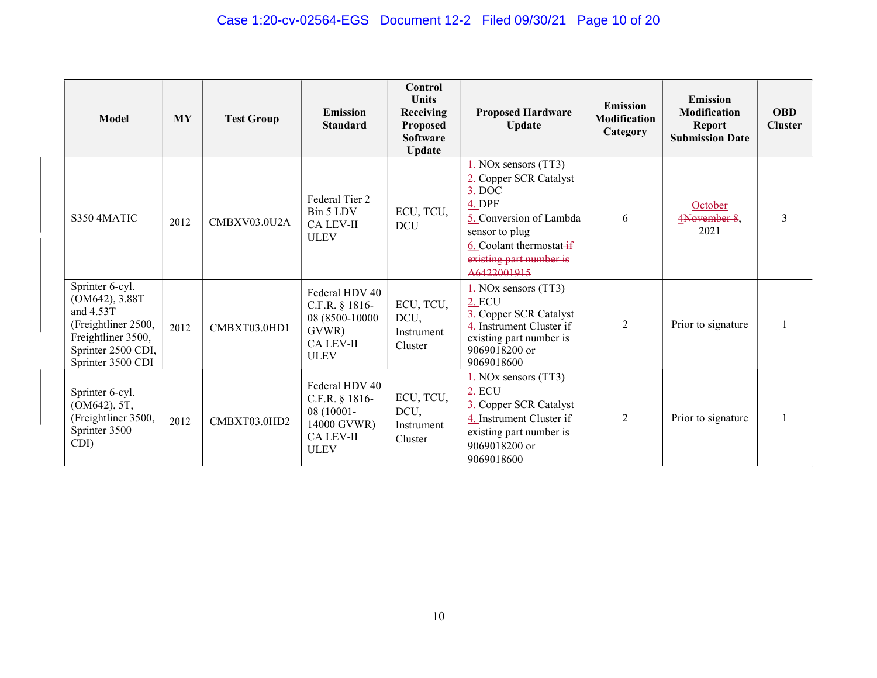| Model | MY | Test Group | Emission Standard | Control Units Receiving Proposed Software Update | Proposed Hardware Update | Emission Modification Category | Emission Modification Report Submission Date | OBD Cluster |
|---|---|---|---|---|---|---|---|---|
| S350 4MATIC | 2012 | CMBXV03.0U2A | Federal Tier 2 Bin 5 LDV CA LEV-II ULEV | ECU, TCU, DCU | 1. NOx sensors (TT3) 2. Copper SCR Catalyst 3. DOC 4. DPF 5. Conversion of Lambda sensor to plug 6. Coolant thermostat ~~if existing part number is A6422001915~~ | 6 | October 4~~November 8~~, 2021 | 3 |
| Sprinter 6-cyl. (OM642), 3.88T and 4.53T (Freightliner 2500, Freightliner 3500, Sprinter 2500 CDI, Sprinter 3500 CDI | 2012 | CMBXT03.0HD1 | Federal HDV 40 C.F.R. § 1816-08 (8500-10000 GVWR) CA LEV-II ULEV | ECU, TCU, DCU, Instrument Cluster | 1. NOx sensors (TT3) 2. ECU 3. Copper SCR Catalyst 4. Instrument Cluster if existing part number is 9069018200 or 9069018600 | 2 | Prior to signature | 1 |
| Sprinter 6-cyl. (OM642), 5T, (Freightliner 3500, Sprinter 3500 CDI) | 2012 | CMBXT03.0HD2 | Federal HDV 40 C.F.R. § 1816-08 (10001-14000 GVWR) CA LEV-II ULEV | ECU, TCU, DCU, Instrument Cluster | 1. NOx sensors (TT3) 2. ECU 3. Copper SCR Catalyst 4. Instrument Cluster if existing part number is 9069018200 or 9069018600 | 2 | Prior to signature | 1 |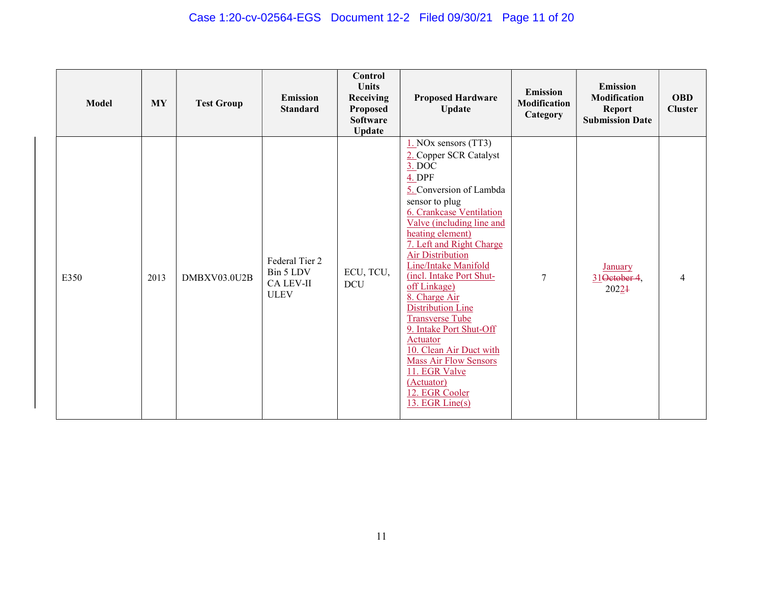| Model | MY | Test Group | Emission Standard | Control Units Receiving Proposed Software Update | Proposed Hardware Update | Emission Modification Category | Emission Modification Report Submission Date | OBD Cluster |
|---|---|---|---|---|---|---|---|---|
| E350 | 2013 | DMBXV03.0U2B | Federal Tier 2 Bin 5 LDV CA LEV-II ULEV | ECU, TCU, DCU | 1. NOx sensors (TT3) 2. Copper SCR Catalyst 3. DOC 4. DPF 5. Conversion of Lambda sensor to plug 6. Crankcase Ventilation Valve (including line and heating element) 7. Left and Right Charge Air Distribution Line/Intake Manifold (incl. Intake Port Shut-off Linkage) 8. Charge Air Distribution Line Transverse Tube 9. Intake Port Shut-Off Actuator 10. Clean Air Duct with Mass Air Flow Sensors 11. EGR Valve (Actuator) 12. EGR Cooler 13. EGR Line(s) | 7 | January 31~~October 4~~, 2022~~1~~ | 4 |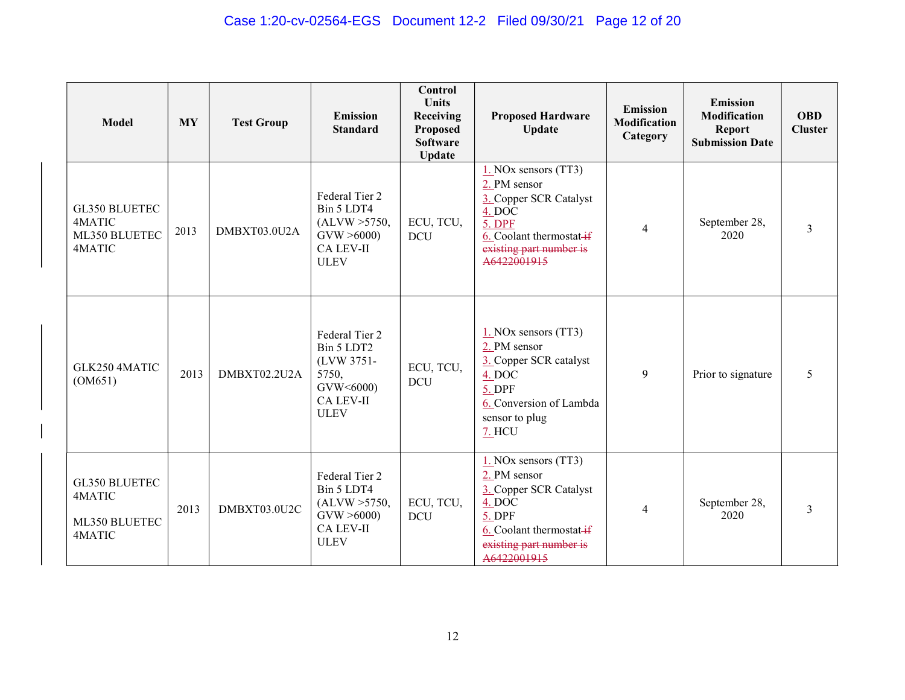| Model | MY | Test Group | Emission Standard | Control Units Receiving Proposed Software Update | Proposed Hardware Update | Emission Modification Category | Emission Modification Report Submission Date | OBD Cluster |
|---|---|---|---|---|---|---|---|---|
| GL350 BLUETEC 4MATIC ML350 BLUETEC 4MATIC | 2013 | DMBXT03.0U2A | Federal Tier 2 Bin 5 LDT4 (ALVW >5750, GVW >6000) CA LEV-II ULEV | ECU, TCU, DCU | 1. NOx sensors (TT3)<br>2. PM sensor<br>3. Copper SCR Catalyst<br>4. DOC<br>5. DPF<br>6. Coolant thermostat ~~if existing part number is A6422001915~~ | 4 | September 28, 2020 | 3 |
| GLK250 4MATIC (OM651) | 2013 | DMBXT02.2U2A | Federal Tier 2 Bin 5 LDT2 (LVW 3751-5750, GVW<6000) CA LEV-II ULEV | ECU, TCU, DCU | 1. NOx sensors (TT3)<br>2. PM sensor<br>3. Copper SCR catalyst<br>4. DOC<br>5. DPF<br>6. Conversion of Lambda sensor to plug<br>7. HCU | 9 | Prior to signature | 5 |
| GL350 BLUETEC 4MATIC<br><br>ML350 BLUETEC 4MATIC | 2013 | DMBXT03.0U2C | Federal Tier 2 Bin 5 LDT4 (ALVW >5750, GVW >6000) CA LEV-II ULEV | ECU, TCU, DCU | 1. NOx sensors (TT3)<br>2. PM sensor<br>3. Copper SCR Catalyst<br>4. DOC<br>5. DPF<br>6. Coolant thermostat ~~if existing part number is A6422001915~~ | 4 | September 28, 2020 | 3 |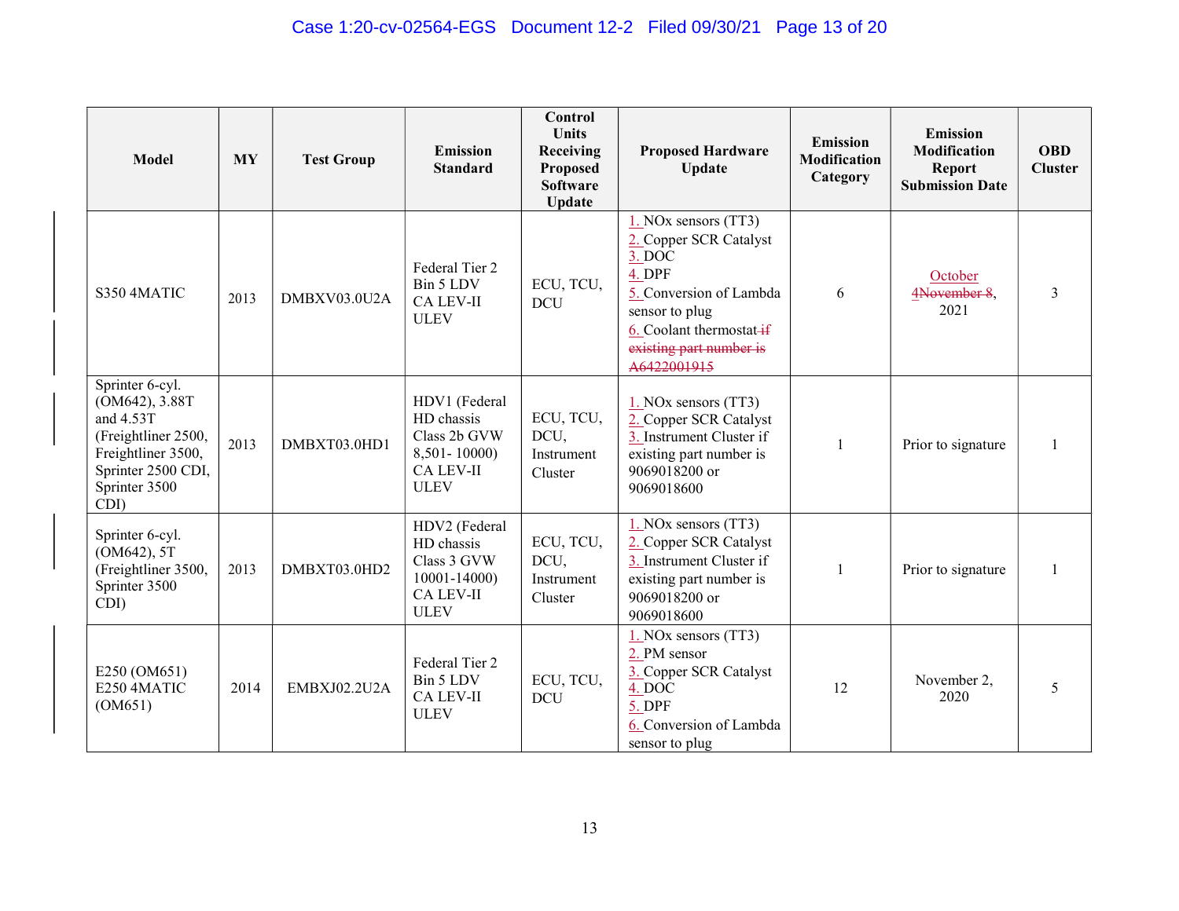| Model | MY | Test Group | Emission Standard | Control Units Receiving Proposed Software Update | Proposed Hardware Update | Emission Modification Category | Emission Modification Report Submission Date | OBD Cluster |
|---|---|---|---|---|---|---|---|---|
| S350 4MATIC | 2013 | DMBXV03.0U2A | Federal Tier 2 Bin 5 LDV CA LEV-II ULEV | ECU, TCU, DCU | 1. NOx sensors (TT3) 2. Copper SCR Catalyst 3. DOC 4. DPF 5. Conversion of Lambda sensor to plug 6. Coolant thermostat ~~if existing part number is A6422001915~~ | 6 | October 4~~November 8~~, 2021 | 3 |
| Sprinter 6-cyl. (OM642), 3.88T and 4.53T (Freightliner 2500, Freightliner 3500, Sprinter 2500 CDI, Sprinter 3500 CDI) | 2013 | DMBXT03.0HD1 | HDV1 (Federal HD chassis Class 2b GVW 8,501- 10000) CA LEV-II ULEV | ECU, TCU, DCU, Instrument Cluster | 1. NOx sensors (TT3) 2. Copper SCR Catalyst 3. Instrument Cluster if existing part number is 9069018200 or 9069018600 | 1 | Prior to signature | 1 |
| Sprinter 6-cyl. (OM642), 5T (Freightliner 3500, Sprinter 3500 CDI) | 2013 | DMBXT03.0HD2 | HDV2 (Federal HD chassis Class 3 GVW 10001-14000) CA LEV-II ULEV | ECU, TCU, DCU, Instrument Cluster | 1. NOx sensors (TT3) 2. Copper SCR Catalyst 3. Instrument Cluster if existing part number is 9069018200 or 9069018600 | 1 | Prior to signature | 1 |
| E250 (OM651) E250 4MATIC (OM651) | 2014 | EMBXJ02.2U2A | Federal Tier 2 Bin 5 LDV CA LEV-II ULEV | ECU, TCU, DCU | 1. NOx sensors (TT3) 2. PM sensor 3. Copper SCR Catalyst 4. DOC 5. DPF 6. Conversion of Lambda sensor to plug | 12 | November 2, 2020 | 5 |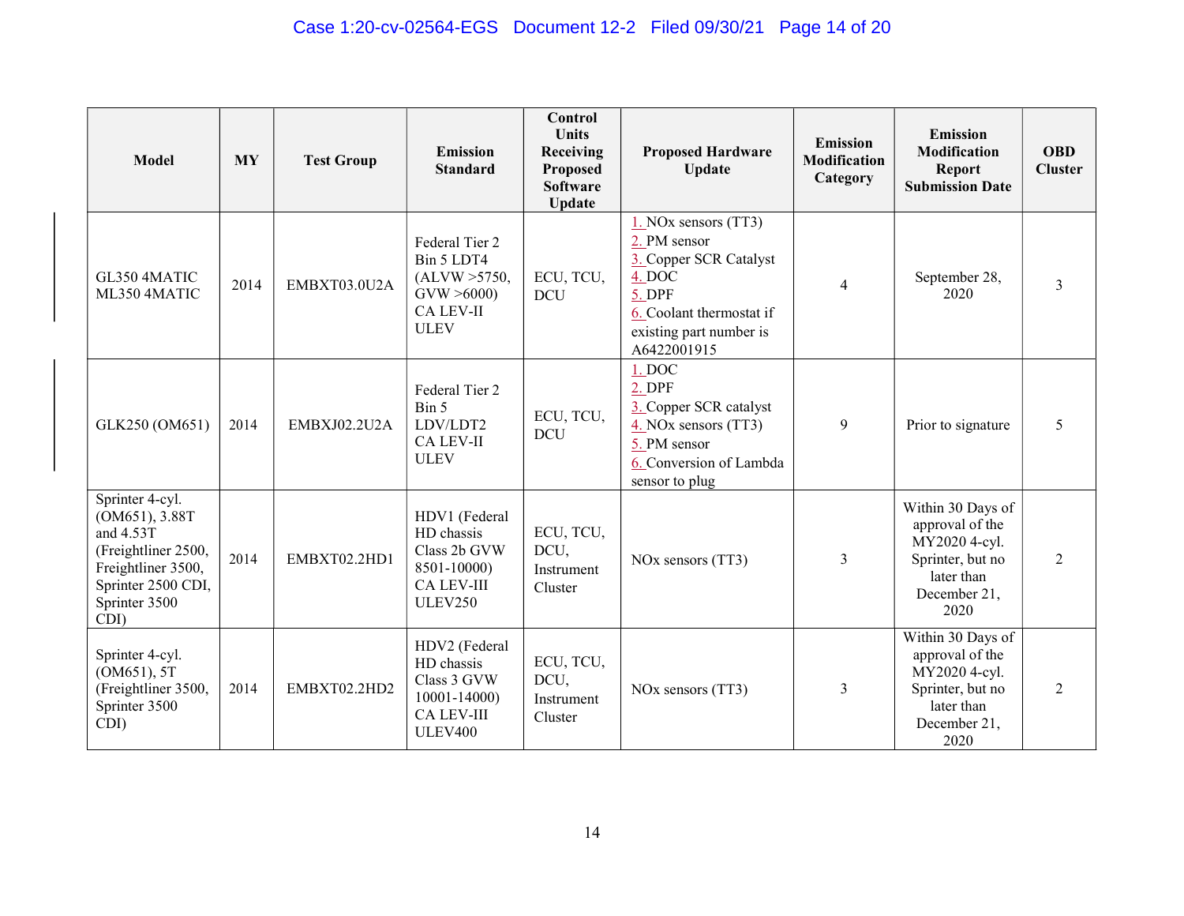| Model | MY | Test Group | Emission Standard | Control Units Receiving Proposed Software Update | Proposed Hardware Update | Emission Modification Category | Emission Modification Report Submission Date | OBD Cluster |
|---|---|---|---|---|---|---|---|---|
| GL350 4MATIC ML350 4MATIC | 2014 | EMBXT03.0U2A | Federal Tier 2 Bin 5 LDT4 (ALVW >5750, GVW >6000) CA LEV-II ULEV | ECU, TCU, DCU | 1. NOx sensors (TT3) 2. PM sensor 3. Copper SCR Catalyst 4. DOC 5. DPF 6. Coolant thermostat if existing part number is A6422001915 | 4 | September 28, 2020 | 3 |
| GLK250 (OM651) | 2014 | EMBXJ02.2U2A | Federal Tier 2 Bin 5 LDV/LDT2 CA LEV-II ULEV | ECU, TCU, DCU | 1. DOC 2. DPF 3. Copper SCR catalyst 4. NOx sensors (TT3) 5. PM sensor 6. Conversion of Lambda sensor to plug | 9 | Prior to signature | 5 |
| Sprinter 4-cyl. (OM651), 3.88T and 4.53T (Freightliner 2500, Freightliner 3500, Sprinter 2500 CDI, Sprinter 3500 CDI) | 2014 | EMBXT02.2HD1 | HDV1 (Federal HD chassis Class 2b GVW 8501-10000) CA LEV-III ULEV250 | ECU, TCU, DCU, Instrument Cluster | NOx sensors (TT3) | 3 | Within 30 Days of approval of the MY2020 4-cyl. Sprinter, but no later than December 21, 2020 | 2 |
| Sprinter 4-cyl. (OM651), 5T (Freightliner 3500, Sprinter 3500 CDI) | 2014 | EMBXT02.2HD2 | HDV2 (Federal HD chassis Class 3 GVW 10001-14000) CA LEV-III ULEV400 | ECU, TCU, DCU, Instrument Cluster | NOx sensors (TT3) | 3 | Within 30 Days of approval of the MY2020 4-cyl. Sprinter, but no later than December 21, 2020 | 2 |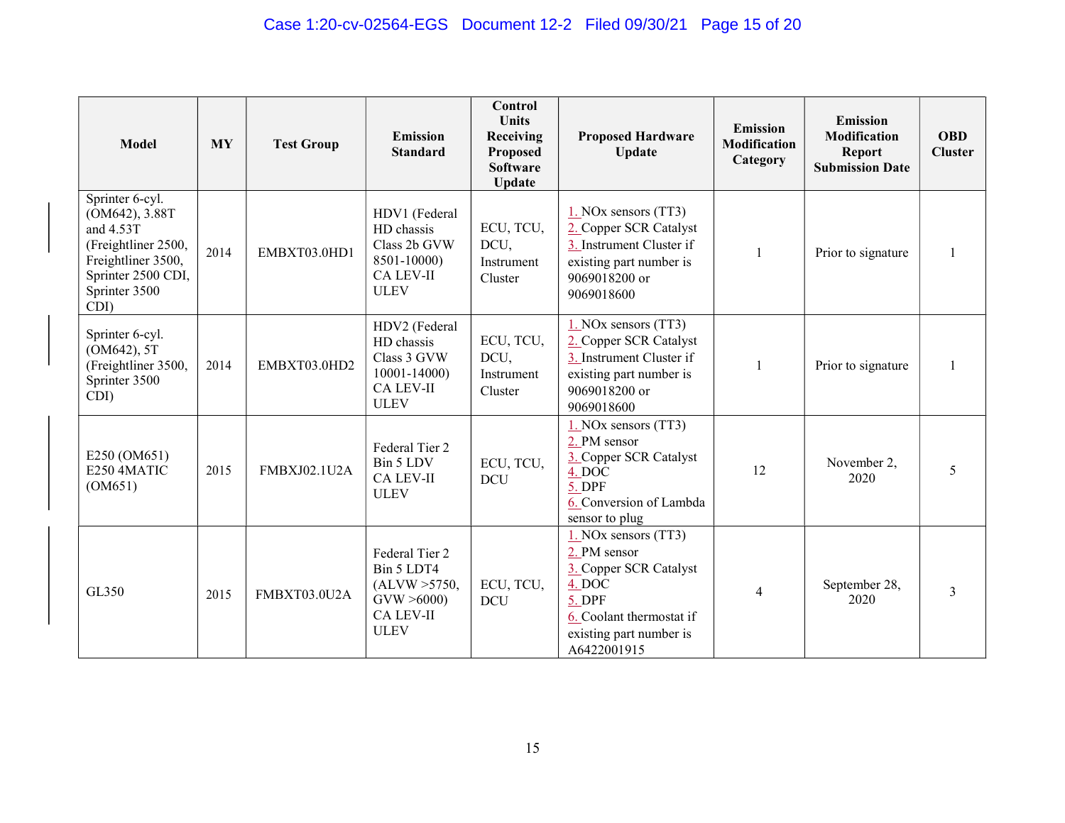| Model | MY | Test Group | Emission Standard | Control Units Receiving Proposed Software Update | Proposed Hardware Update | Emission Modification Category | Emission Modification Report Submission Date | OBD Cluster |
|---|---|---|---|---|---|---|---|---|
| Sprinter 6-cyl. (OM642), 3.88T and 4.53T (Freightliner 2500, Freightliner 3500, Sprinter 2500 CDI, Sprinter 3500 CDI) | 2014 | EMBXT03.0HD1 | HDV1 (Federal HD chassis Class 2b GVW 8501-10000) CA LEV-II ULEV | ECU, TCU, DCU, Instrument Cluster | 1. NOx sensors (TT3) 2. Copper SCR Catalyst 3. Instrument Cluster if existing part number is 9069018200 or 9069018600 | 1 | Prior to signature | 1 |
| Sprinter 6-cyl. (OM642), 5T (Freightliner 3500, Sprinter 3500 CDI) | 2014 | EMBXT03.0HD2 | HDV2 (Federal HD chassis Class 3 GVW 10001-14000) CA LEV-II ULEV | ECU, TCU, DCU, Instrument Cluster | 1. NOx sensors (TT3) 2. Copper SCR Catalyst 3. Instrument Cluster if existing part number is 9069018200 or 9069018600 | 1 | Prior to signature | 1 |
| E250 (OM651) E250 4MATIC (OM651) | 2015 | FMBXJ02.1U2A | Federal Tier 2 Bin 5 LDV CA LEV-II ULEV | ECU, TCU, DCU | 1. NOx sensors (TT3) 2. PM sensor 3. Copper SCR Catalyst 4. DOC 5. DPF 6. Conversion of Lambda sensor to plug | 12 | November 2, 2020 | 5 |
| GL350 | 2015 | FMBXT03.0U2A | Federal Tier 2 Bin 5 LDT4 (ALVW >5750, GVW >6000) CA LEV-II ULEV | ECU, TCU, DCU | 1. NOx sensors (TT3) 2. PM sensor 3. Copper SCR Catalyst 4. DOC 5. DPF 6. Coolant thermostat if existing part number is A6422001915 | 4 | September 28, 2020 | 3 |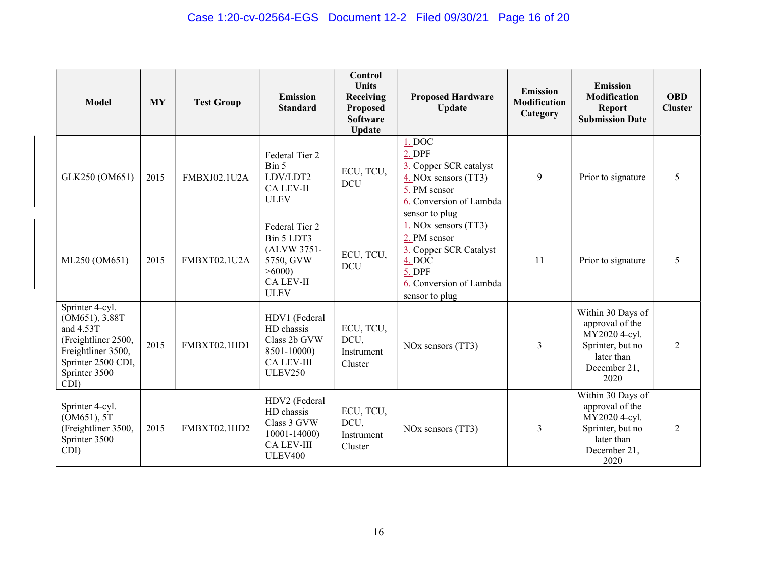| Model | MY | Test Group | Emission Standard | Control Units Receiving Proposed Software Update | Proposed Hardware Update | Emission Modification Category | Emission Modification Report Submission Date | OBD Cluster |
|---|---|---|---|---|---|---|---|---|
| GLK250 (OM651) | 2015 | FMBXJ02.1U2A | Federal Tier 2 Bin 5 LDV/LDT2 CA LEV-II ULEV | ECU, TCU, DCU | 1. DOC<br>2. DPF<br>3. Copper SCR catalyst<br>4. NOx sensors (TT3)<br>5. PM sensor<br>6. Conversion of Lambda sensor to plug | 9 | Prior to signature | 5 |
| ML250 (OM651) | 2015 | FMBXT02.1U2A | Federal Tier 2 Bin 5 LDT3 (ALVW 3751-5750, GVW >6000) CA LEV-II ULEV | ECU, TCU, DCU | 1. NOx sensors (TT3)<br>2. PM sensor<br>3. Copper SCR Catalyst<br>4. DOC<br>5. DPF<br>6. Conversion of Lambda sensor to plug | 11 | Prior to signature | 5 |
| Sprinter 4-cyl. (OM651), 3.88T and 4.53T (Freightliner 2500, Freightliner 3500, Sprinter 2500 CDI, Sprinter 3500 CDI) | 2015 | FMBXT02.1HD1 | HDV1 (Federal HD chassis Class 2b GVW 8501-10000) CA LEV-III ULEV250 | ECU, TCU, DCU, Instrument Cluster | NOx sensors (TT3) | 3 | Within 30 Days of approval of the MY2020 4-cyl. Sprinter, but no later than December 21, 2020 | 2 |
| Sprinter 4-cyl. (OM651), 5T (Freightliner 3500, Sprinter 3500 CDI) | 2015 | FMBXT02.1HD2 | HDV2 (Federal HD chassis Class 3 GVW 10001-14000) CA LEV-III ULEV400 | ECU, TCU, DCU, Instrument Cluster | NOx sensors (TT3) | 3 | Within 30 Days of approval of the MY2020 4-cyl. Sprinter, but no later than December 21, 2020 | 2 |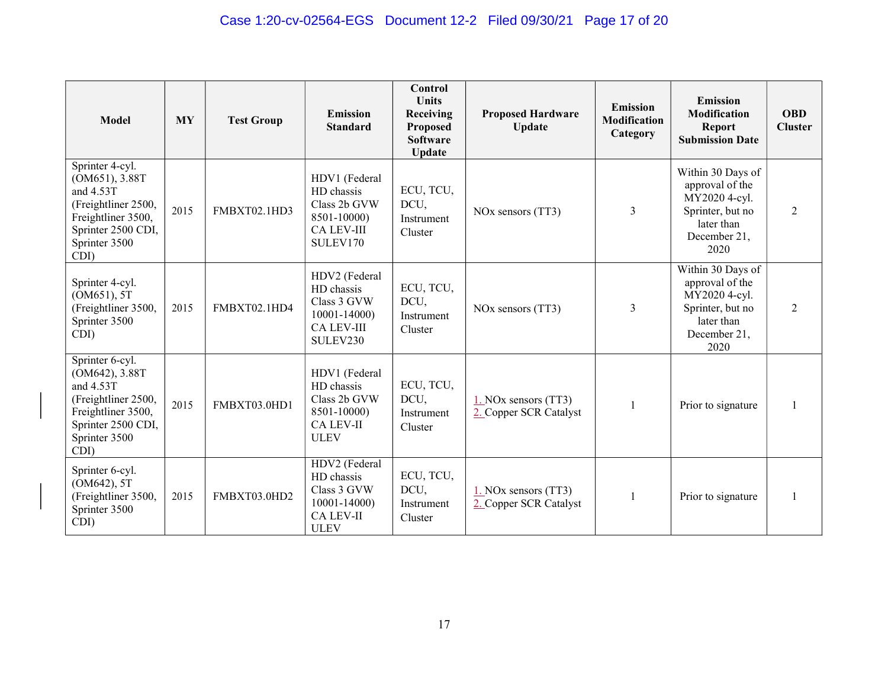| Model | MY | Test Group | Emission Standard | Control Units Receiving Proposed Software Update | Proposed Hardware Update | Emission Modification Category | Emission Modification Report Submission Date | OBD Cluster |
|---|---|---|---|---|---|---|---|---|
| Sprinter 4-cyl. (OM651), 3.88T and 4.53T (Freightliner 2500, Freightliner 3500, Sprinter 2500 CDI, Sprinter 3500 CDI) | 2015 | FMBXT02.1HD3 | HDV1 (Federal HD chassis Class 2b GVW 8501-10000) CA LEV-III SULEV170 | ECU, TCU, DCU, Instrument Cluster | NOx sensors (TT3) | 3 | Within 30 Days of approval of the MY2020 4-cyl. Sprinter, but no later than December 21, 2020 | 2 |
| Sprinter 4-cyl. (OM651), 5T (Freightliner 3500, Sprinter 3500 CDI) | 2015 | FMBXT02.1HD4 | HDV2 (Federal HD chassis Class 3 GVW 10001-14000) CA LEV-III SULEV230 | ECU, TCU, DCU, Instrument Cluster | NOx sensors (TT3) | 3 | Within 30 Days of approval of the MY2020 4-cyl. Sprinter, but no later than December 21, 2020 | 2 |
| Sprinter 6-cyl. (OM642), 3.88T and 4.53T (Freightliner 2500, Freightliner 3500, Sprinter 2500 CDI, Sprinter 3500 CDI) | 2015 | FMBXT03.0HD1 | HDV1 (Federal HD chassis Class 2b GVW 8501-10000) CA LEV-II ULEV | ECU, TCU, DCU, Instrument Cluster | 1. NOx sensors (TT3) 2. Copper SCR Catalyst | 1 | Prior to signature | 1 |
| Sprinter 6-cyl. (OM642), 5T (Freightliner 3500, Sprinter 3500 CDI) | 2015 | FMBXT03.0HD2 | HDV2 (Federal HD chassis Class 3 GVW 10001-14000) CA LEV-II ULEV | ECU, TCU, DCU, Instrument Cluster | 1. NOx sensors (TT3) 2. Copper SCR Catalyst | 1 | Prior to signature | 1 |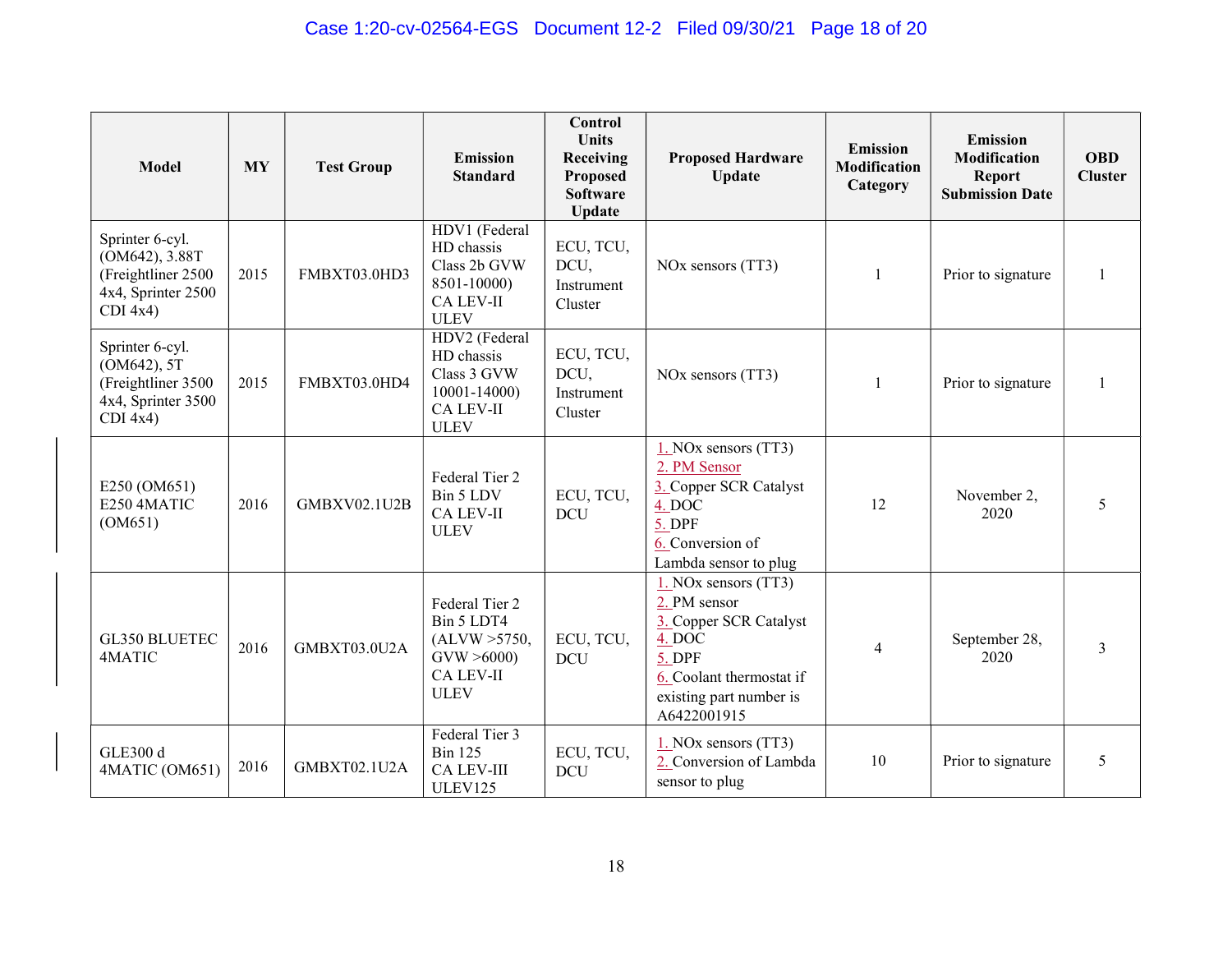| Model | MY | Test Group | Emission Standard | Control Units Receiving Proposed Software Update | Proposed Hardware Update | Emission Modification Category | Emission Modification Report Submission Date | OBD Cluster |
|---|---|---|---|---|---|---|---|---|
| Sprinter 6-cyl. (OM642), 3.88T (Freightliner 2500 4x4, Sprinter 2500 CDI 4x4) | 2015 | FMBXT03.0HD3 | HDV1 (Federal HD chassis Class 2b GVW 8501-10000) CA LEV-II ULEV | ECU, TCU, DCU, Instrument Cluster | NOx sensors (TT3) | 1 | Prior to signature | 1 |
| Sprinter 6-cyl. (OM642), 5T (Freightliner 3500 4x4, Sprinter 3500 CDI 4x4) | 2015 | FMBXT03.0HD4 | HDV2 (Federal HD chassis Class 3 GVW 10001-14000) CA LEV-II ULEV | ECU, TCU, DCU, Instrument Cluster | NOx sensors (TT3) | 1 | Prior to signature | 1 |
| E250 (OM651) E250 4MATIC (OM651) | 2016 | GMBXV02.1U2B | Federal Tier 2 Bin 5 LDV CA LEV-II ULEV | ECU, TCU, DCU | 1. NOx sensors (TT3) 2. PM Sensor 3. Copper SCR Catalyst 4. DOC 5. DPF 6. Conversion of Lambda sensor to plug | 12 | November 2, 2020 | 5 |
| GL350 BLUETEC 4MATIC | 2016 | GMBXT03.0U2A | Federal Tier 2 Bin 5 LDT4 (ALVW >5750, GVW >6000) CA LEV-II ULEV | ECU, TCU, DCU | 1. NOx sensors (TT3) 2. PM sensor 3. Copper SCR Catalyst 4. DOC 5. DPF 6. Coolant thermostat if existing part number is A6422001915 | 4 | September 28, 2020 | 3 |
| GLE300 d 4MATIC (OM651) | 2016 | GMBXT02.1U2A | Federal Tier 3 Bin 125 CA LEV-III ULEV125 | ECU, TCU, DCU | 1. NOx sensors (TT3) 2. Conversion of Lambda sensor to plug | 10 | Prior to signature | 5 |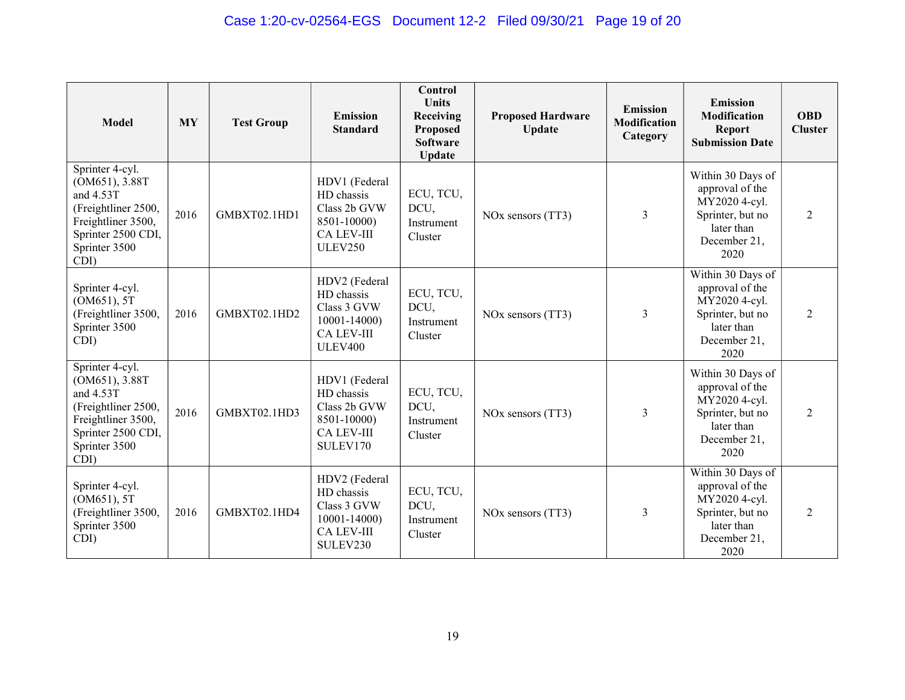| Model | MY | Test Group | Emission Standard | Control Units Receiving Proposed Software Update | Proposed Hardware Update | Emission Modification Category | Emission Modification Report Submission Date | OBD Cluster |
|---|---|---|---|---|---|---|---|---|
| Sprinter 4-cyl. (OM651), 3.88T and 4.53T (Freightliner 2500, Freightliner 3500, Sprinter 2500 CDI, Sprinter 3500 CDI) | 2016 | GMBXT02.1HD1 | HDV1 (Federal HD chassis Class 2b GVW 8501-10000) CA LEV-III ULEV250 | ECU, TCU, DCU, Instrument Cluster | NOx sensors (TT3) | 3 | Within 30 Days of approval of the MY2020 4-cyl. Sprinter, but no later than December 21, 2020 | 2 |
| Sprinter 4-cyl. (OM651), 5T (Freightliner 3500, Sprinter 3500 CDI) | 2016 | GMBXT02.1HD2 | HDV2 (Federal HD chassis Class 3 GVW 10001-14000) CA LEV-III ULEV400 | ECU, TCU, DCU, Instrument Cluster | NOx sensors (TT3) | 3 | Within 30 Days of approval of the MY2020 4-cyl. Sprinter, but no later than December 21, 2020 | 2 |
| Sprinter 4-cyl. (OM651), 3.88T and 4.53T (Freightliner 2500, Freightliner 3500, Sprinter 2500 CDI, Sprinter 3500 CDI) | 2016 | GMBXT02.1HD3 | HDV1 (Federal HD chassis Class 2b GVW 8501-10000) CA LEV-III SULEV170 | ECU, TCU, DCU, Instrument Cluster | NOx sensors (TT3) | 3 | Within 30 Days of approval of the MY2020 4-cyl. Sprinter, but no later than December 21, 2020 | 2 |
| Sprinter 4-cyl. (OM651), 5T (Freightliner 3500, Sprinter 3500 CDI) | 2016 | GMBXT02.1HD4 | HDV2 (Federal HD chassis Class 3 GVW 10001-14000) CA LEV-III SULEV230 | ECU, TCU, DCU, Instrument Cluster | NOx sensors (TT3) | 3 | Within 30 Days of approval of the MY2020 4-cyl. Sprinter, but no later than December 21, 2020 | 2 |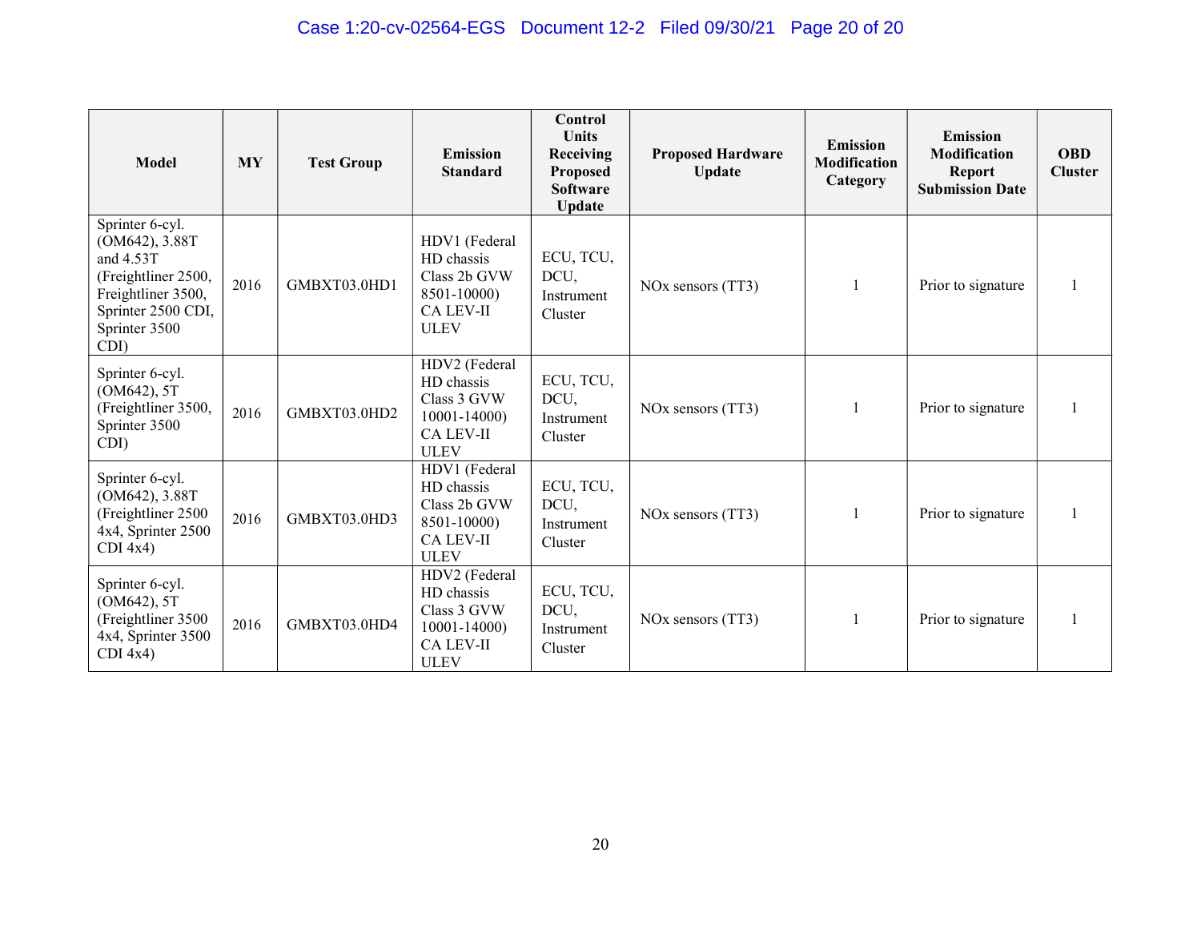| Model | MY | Test Group | Emission Standard | Control Units Receiving Proposed Software Update | Proposed Hardware Update | Emission Modification Category | Emission Modification Report Submission Date | OBD Cluster |
|---|---|---|---|---|---|---|---|---|
| Sprinter 6-cyl. (OM642), 3.88T and 4.53T (Freightliner 2500, Freightliner 3500, Sprinter 2500 CDI, Sprinter 3500 CDI) | 2016 | GMBXT03.0HD1 | HDV1 (Federal HD chassis Class 2b GVW 8501-10000) CA LEV-II ULEV | ECU, TCU, DCU, Instrument Cluster | NOx sensors (TT3) | 1 | Prior to signature | 1 |
| Sprinter 6-cyl. (OM642), 5T (Freightliner 3500, Sprinter 3500 CDI) | 2016 | GMBXT03.0HD2 | HDV2 (Federal HD chassis Class 3 GVW 10001-14000) CA LEV-II ULEV | ECU, TCU, DCU, Instrument Cluster | NOx sensors (TT3) | 1 | Prior to signature | 1 |
| Sprinter 6-cyl. (OM642), 3.88T (Freightliner 2500 4x4, Sprinter 2500 CDI 4x4) | 2016 | GMBXT03.0HD3 | HDV1 (Federal HD chassis Class 2b GVW 8501-10000) CA LEV-II ULEV | ECU, TCU, DCU, Instrument Cluster | NOx sensors (TT3) | 1 | Prior to signature | 1 |
| Sprinter 6-cyl. (OM642), 5T (Freightliner 3500 4x4, Sprinter 3500 CDI 4x4) | 2016 | GMBXT03.0HD4 | HDV2 (Federal HD chassis Class 3 GVW 10001-14000) CA LEV-II ULEV | ECU, TCU, DCU, Instrument Cluster | NOx sensors (TT3) | 1 | Prior to signature | 1 |